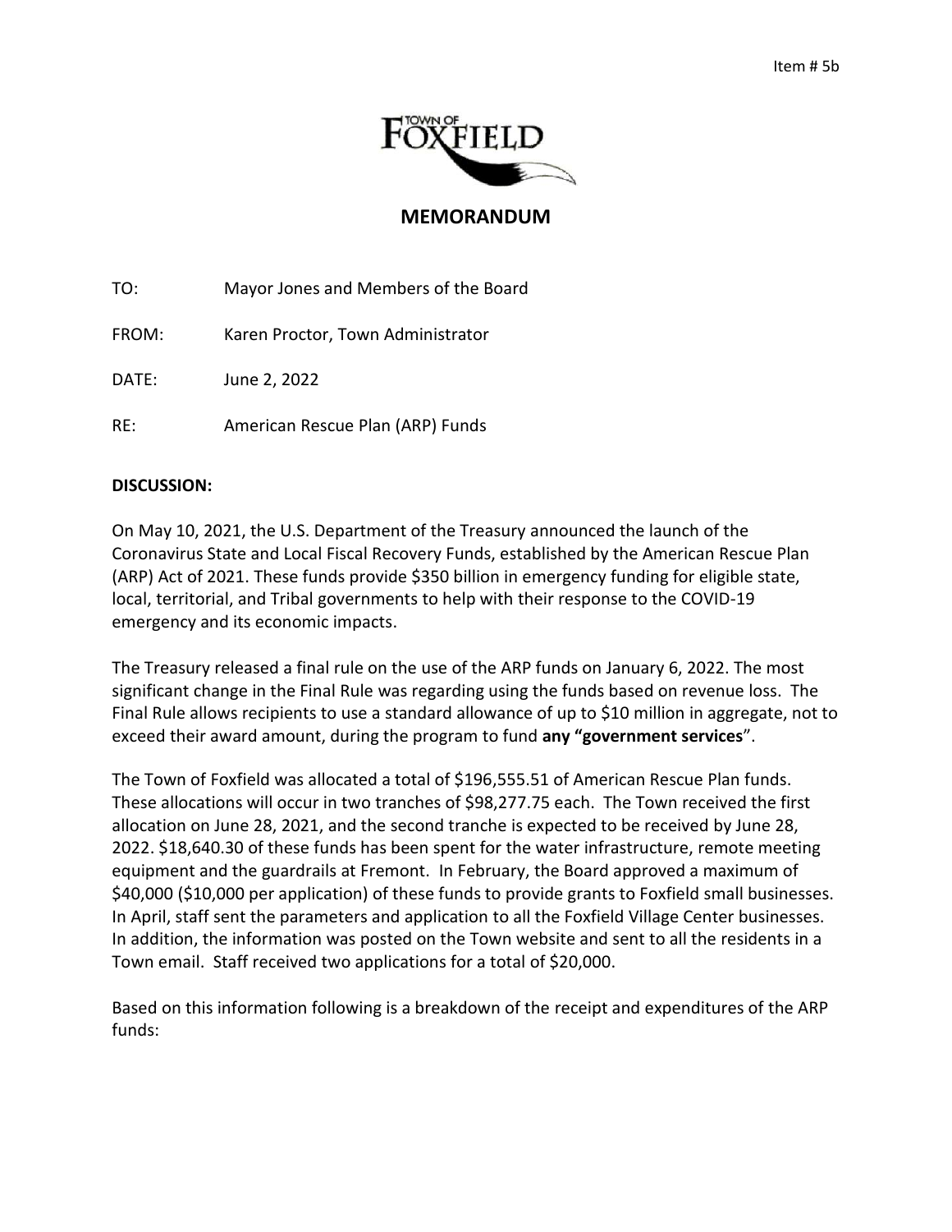Item # 5b

TOWN OF FOXFIELD

## MEMORANDUM

TO: Mayor Jones and Members of the Board

FROM: Karen Proctor, Town Administrator

DATE: June 2, 2022

RE: American Rescue Plan (ARP) Funds

**DISCUSSION:**

On May 10, 2021, the U.S. Department of the Treasury announced the launch of the Coronavirus State and Local Fiscal Recovery Funds, established by the American Rescue Plan (ARP) Act of 2021. These funds provide $350 billion in emergency funding for eligible state, local, territorial, and Tribal governments to help with their response to the COVID-19 emergency and its economic impacts.

The Treasury released a final rule on the use of the ARP funds on January 6, 2022. The most significant change in the Final Rule was regarding using the funds based on revenue loss. The Final Rule allows recipients to use a standard allowance of up to $10 million in aggregate, not to exceed their award amount, during the program to fund **any "government services**".

The Town of Foxfield was allocated a total of $196,555.51 of American Rescue Plan funds. These allocations will occur in two tranches of $98,277.75 each. The Town received the first allocation on June 28, 2021, and the second tranche is expected to be received by June 28, 2022. $18,640.30 of these funds has been spent for the water infrastructure, remote meeting equipment and the guardrails at Fremont. In February, the Board approved a maximum of $40,000 ($10,000 per application) of these funds to provide grants to Foxfield small businesses. In April, staff sent the parameters and application to all the Foxfield Village Center businesses. In addition, the information was posted on the Town website and sent to all the residents in a Town email. Staff received two applications for a total of $20,000.

Based on this information following is a breakdown of the receipt and expenditures of the ARP funds: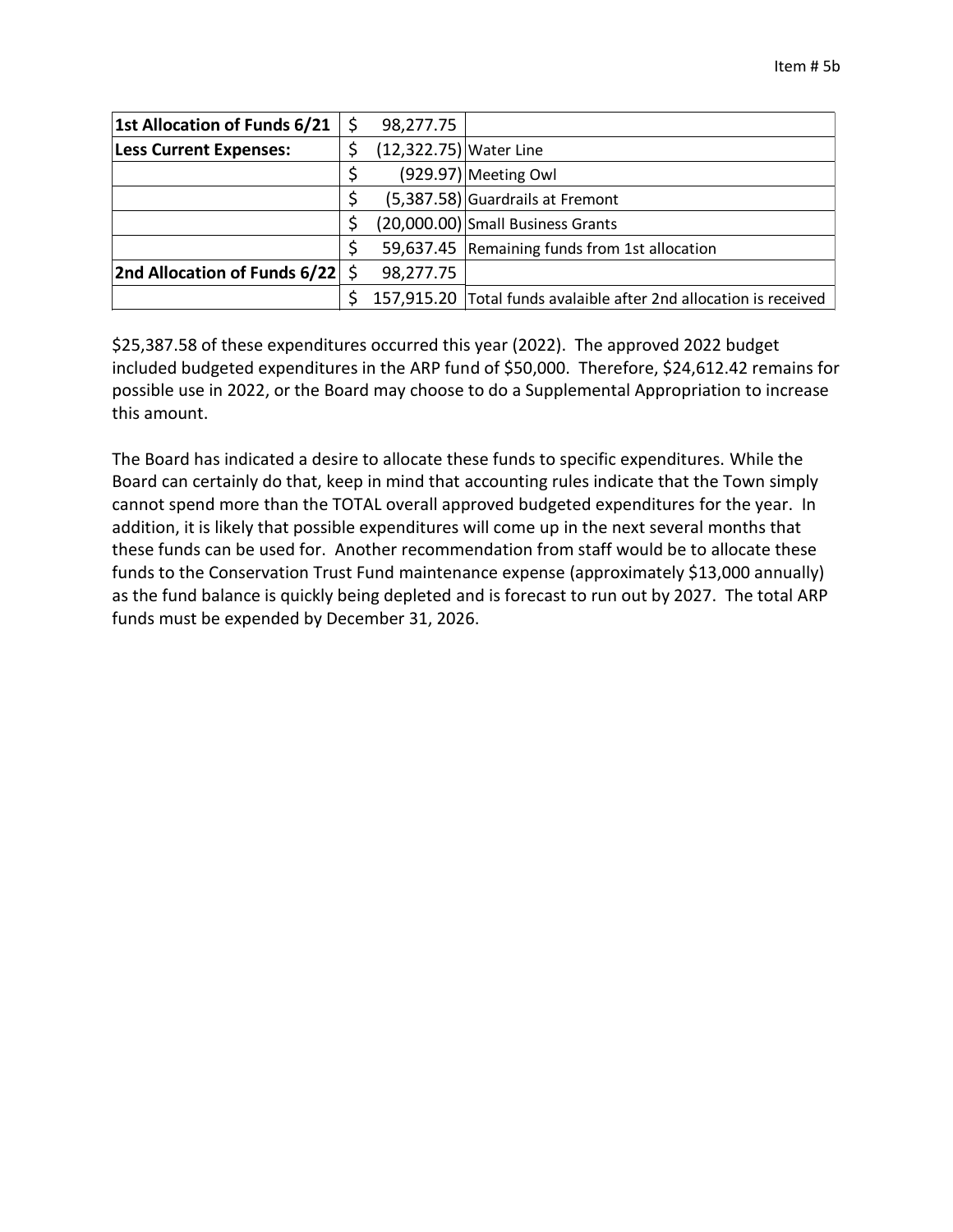Item # 5b

| | | |
|---|---|---|
| **1st Allocation of Funds 6/21** | $ 98,277.75 | |
| **Less Current Expenses:** | $ (12,322.75) | Water Line |
| | $ (929.97) | Meeting Owl |
| | $ (5,387.58) | Guardrails at Fremont |
| | $ (20,000.00) | Small Business Grants |
| | $ 59,637.45 | Remaining funds from 1st allocation |
| **2nd Allocation of Funds 6/22** | $ 98,277.75 | |
| | $ 157,915.20 | Total funds avalaible after 2nd allocation is received |

$25,387.58 of these expenditures occurred this year (2022). The approved 2022 budget included budgeted expenditures in the ARP fund of $50,000. Therefore, $24,612.42 remains for possible use in 2022, or the Board may choose to do a Supplemental Appropriation to increase this amount.

The Board has indicated a desire to allocate these funds to specific expenditures. While the Board can certainly do that, keep in mind that accounting rules indicate that the Town simply cannot spend more than the TOTAL overall approved budgeted expenditures for the year. In addition, it is likely that possible expenditures will come up in the next several months that these funds can be used for. Another recommendation from staff would be to allocate these funds to the Conservation Trust Fund maintenance expense (approximately $13,000 annually) as the fund balance is quickly being depleted and is forecast to run out by 2027. The total ARP funds must be expended by December 31, 2026.